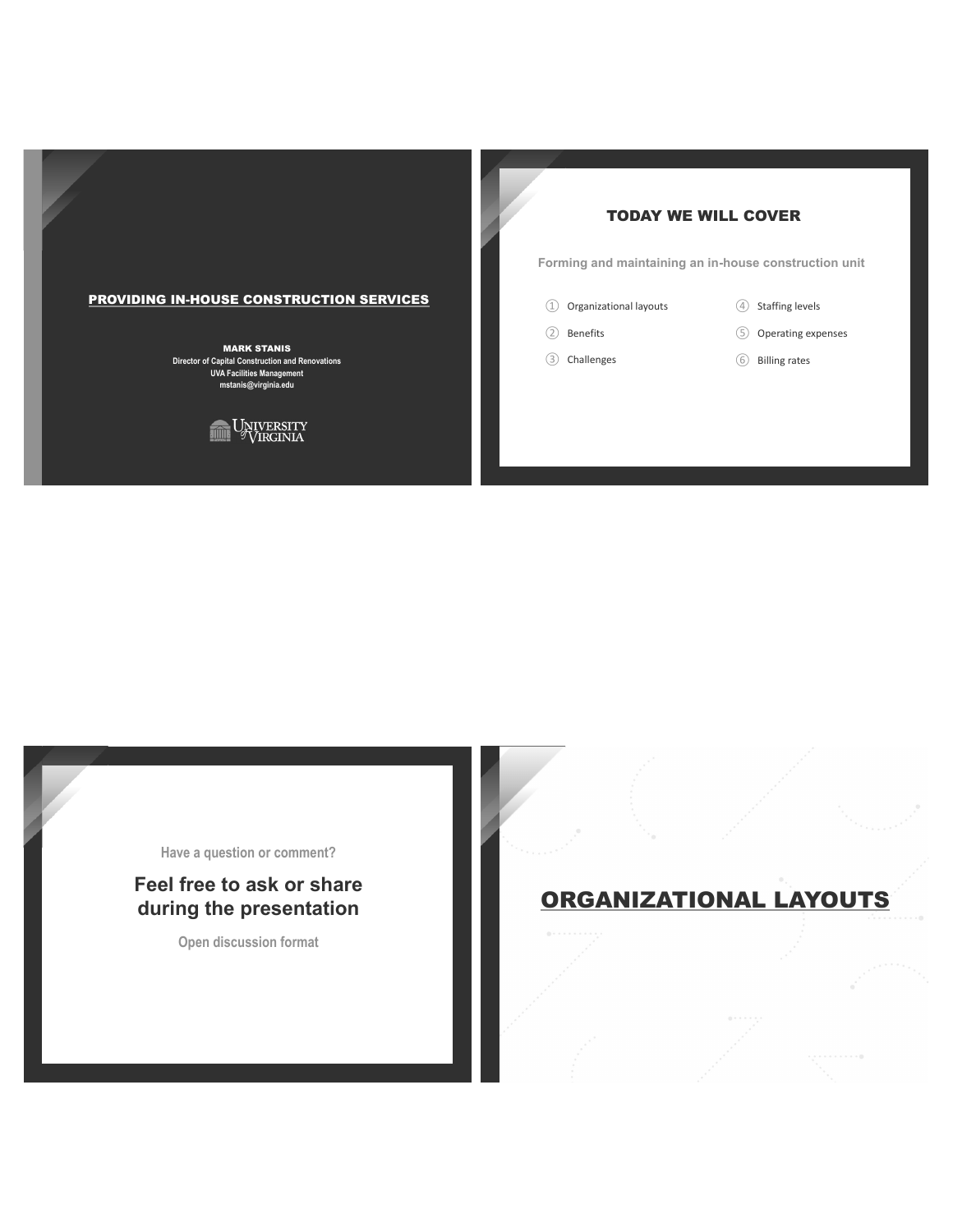# PROVIDING IN-HOUSE CONSTRUCTION SERVICES

**MARK STANIS**
**Director of Capital Construction and Renovations**
**UVA Facilities Management**
**mstanis@virginia.edu**

UNIVERSITY of VIRGINIA

## TODAY WE WILL COVER

**Forming and maintaining an in-house construction unit**

1. Organizational layouts
2. Benefits
3. Challenges
4. Staffing levels
5. Operating expenses
6. Billing rates

**Have a question or comment?**

## Feel free to ask or share during the presentation

**Open discussion format**

## ORGANIZATIONAL LAYOUTS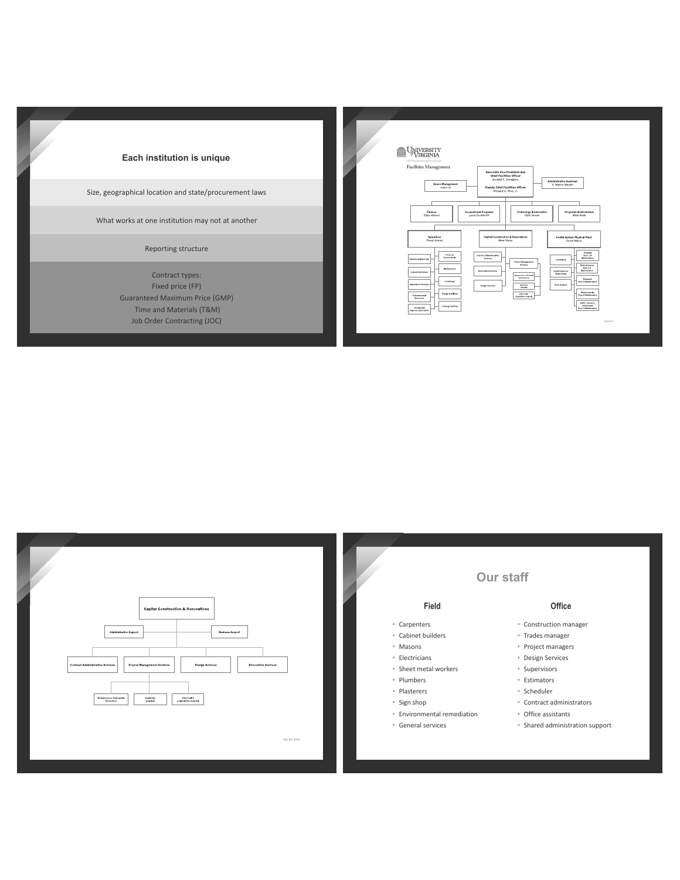## Each institution is unique

Size, geographical location and state/procurement laws

What works at one institution may not at another

Reporting structure

Contract types:
Fixed price (FP)
Guaranteed Maximum Price (GMP)
Time and Materials (T&M)
Job Order Contracting (JOC)

---

UNIVERSITY of VIRGINIA

Facilities Management

- Associate Vice President and Chief Facilities Officer — Donald E. Sundgren
  - Deputy Chief Facilities Officer — Richard H. Hinn, Jr.
  - Space Management — Jean Lin
  - Administrative Assistant — S. Marlon Mauch
  - Finance — Elaine Watson
  - Occupational Programs — Laura Duckworth
  - Technology & Innovation — Chris Smeds
  - Programs & Information — Mark Webb
  - Operations — Cheryl Gomez
    - Systems Engineering
    - Custodial Services
    - Automation Services
    - Environmental Resources
    - Generalist Engineering Services
    - Office for Sustainability
    - Maintenance
    - Landscape
    - Energy & Utilities
    - Housing Facilities
  - Capital Construction & Renovations — Mark Stanis
    - Contract Administration Services
    - Renovation Services
    - Design Services
    - Project Management Services
      - Infrastructure, Research & Renovation
      - Academic (Capital)
      - UVA Health (Capital/Non-Capital)
  - Health System Physical Plant — Derek Wilson
    - Operations
    - Health System Engineering
    - Zone Support
    - Hospital Zone 1 Maintenance
    - Medical Center Zone 2 Maintenance
    - Research Zone 3 Maintenance
    - West Complex Zone 4 Maintenance
    - KCRC / Fontaine / Northridge Zone 5 Maintenance

---

- Capital Construction & Renovations
  - Administrative Support
  - Business Support
  - Contract Administration Services
  - Project Management Services
    - Infrastructure, Research & Renovation
    - Academic (Capital)
    - UVA Health (Capital/Non-Capital)
  - Design Services
  - Renovation Services

---

## Our staff

### Field

- Carpenters
- Cabinet builders
- Masons
- Electricians
- Sheet metal workers
- Plumbers
- Plasterers
- Sign shop
- Environmental remediation
- General services

### Office

- Construction manager
- Trades manager
- Project managers
- Design Services
- Supervisors
- Estimators
- Scheduler
- Contract administrators
- Office assistants
- Shared administration support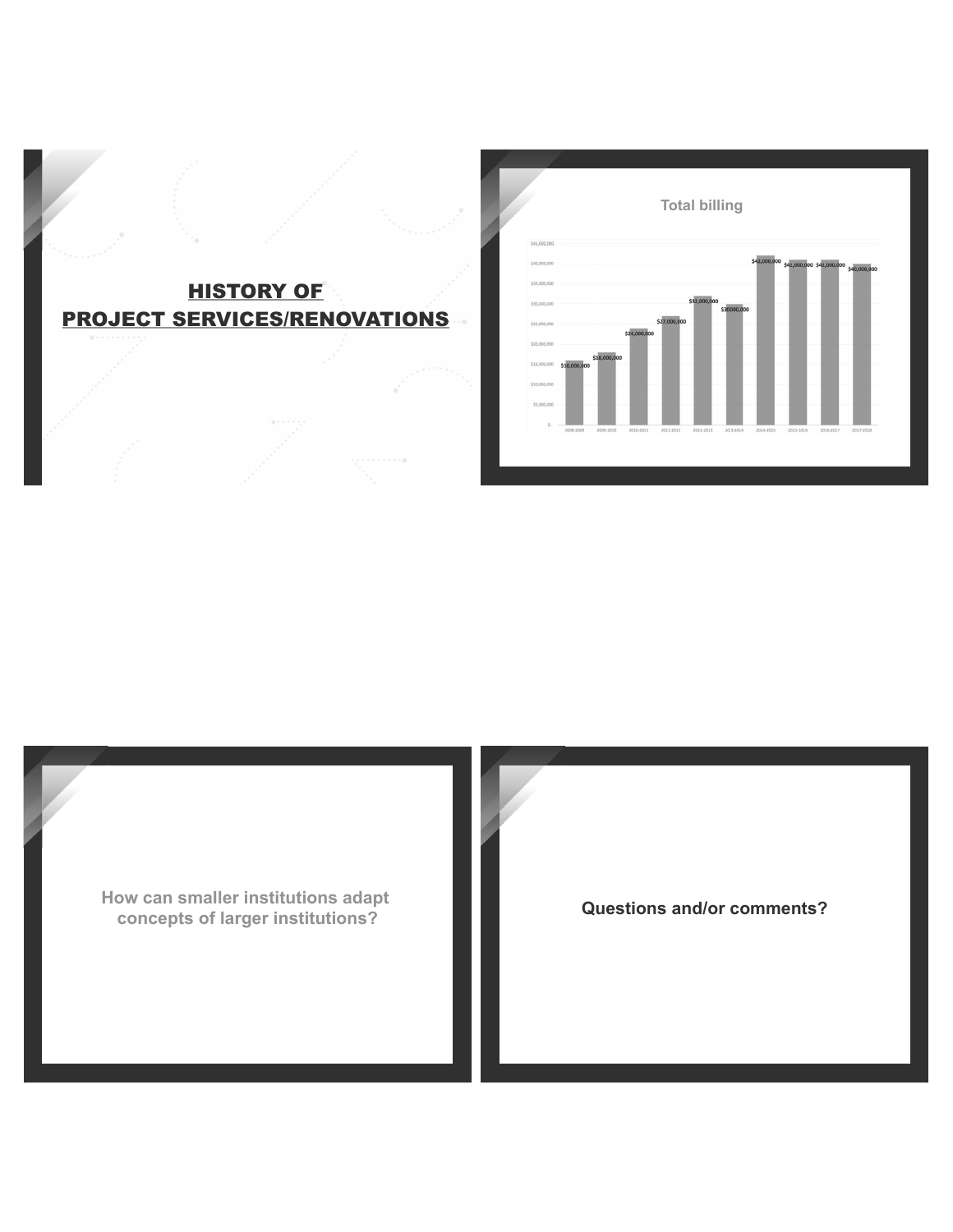## HISTORY OF PROJECT SERVICES/RENOVATIONS

**Total billing**

| Year | Total billing |
|---|---|
| 2008-2009 | $16,000,000 |
| 2009-2010 | $18,000,000 |
| 2010-2011 | $24,000,000 |
| 2011-2012 | $27,000,000 |
| 2012-2013 | $32,000,000 |
| 2013-2014 | $30000,000 |
| 2014-2015 | $42,000,000 |
| 2015-2016 | $41,000,000 |
| 2016-2017 | $41,000,000 |
| 2017-2018 | $40,000,000 |

How can smaller institutions adapt concepts of larger institutions?

**Questions and/or comments?**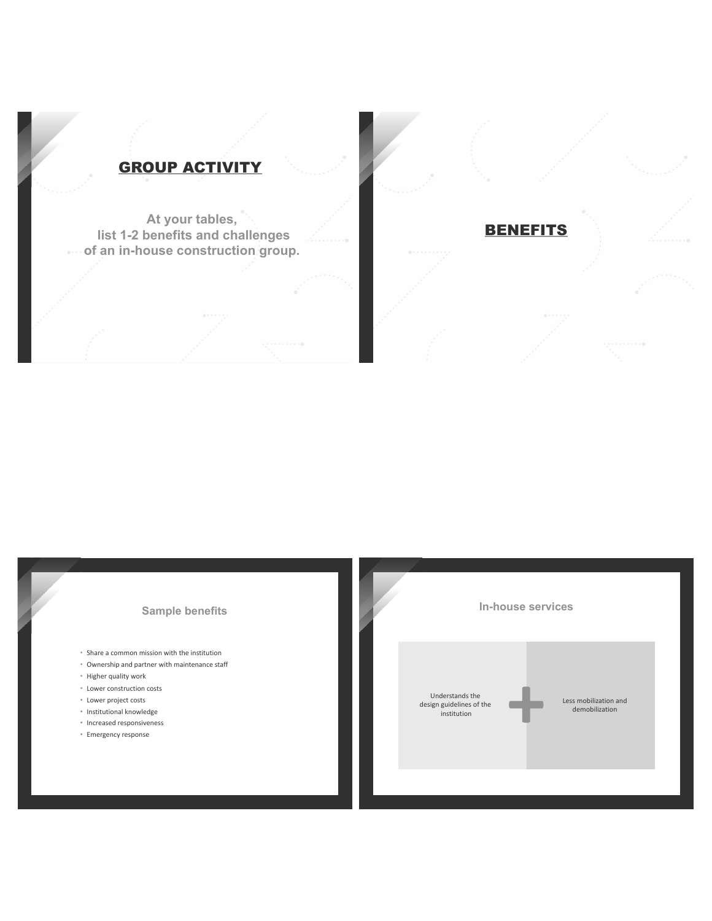## GROUP ACTIVITY

At your tables,
list 1-2 benefits and challenges
of an in-house construction group.

## BENEFITS

### Sample benefits

- Share a common mission with the institution
- Ownership and partner with maintenance staff
- Higher quality work
- Lower construction costs
- Lower project costs
- Institutional knowledge
- Increased responsiveness
- Emergency response

### In-house services

Understands the design guidelines of the institution

+

Less mobilization and demobilization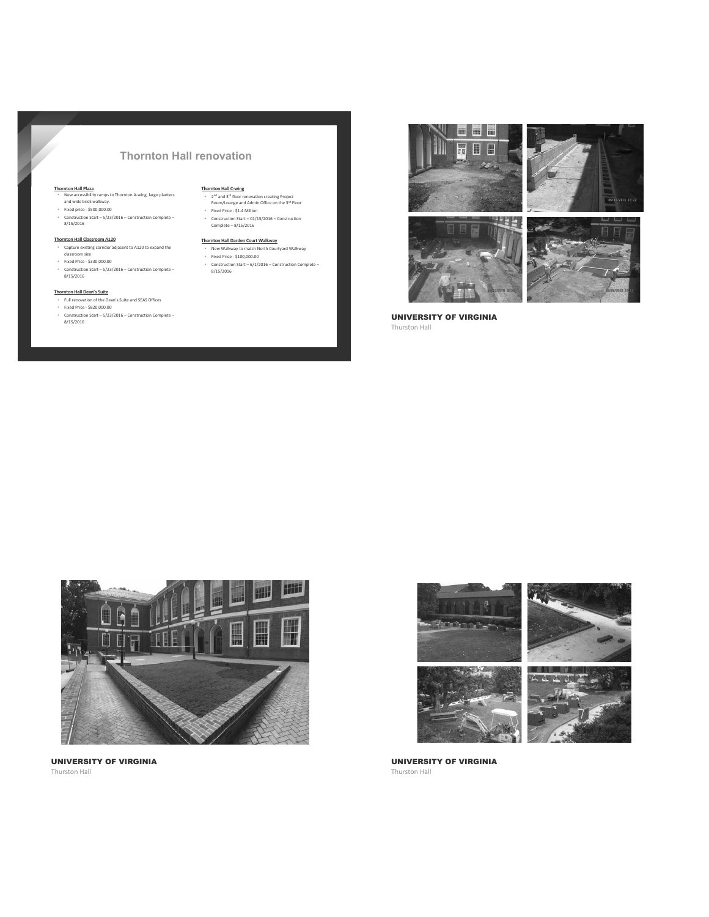## Thornton Hall renovation

**Thornton Hall Plaza**

- New accessibility ramps to Thornton A-wing, large planters and wide brick walkway.
- Fixed price - $500,000.00
- Construction Start – 5/23/2016 – Construction Complete – 8/15/2016

**Thornton Hall Classroom A120**

- Capture existing corridor adjacent to A120 to expand the classroom size
- Fixed Price - $330,000.00
- Construction Start – 5/23/2016 – Construction Complete – 8/15/2016

**Thornton Hall Dean's Suite**

- Full renovation of the Dean's Suite and SEAS Offices
- Fixed Price - $820,000.00
- Construction Start – 5/23/2016 – Construction Complete – 8/15/2016

**Thornton Hall C-wing**

- 2nd and 3rd floor renovation creating Project Room/Lounge and Admin Office on the 3rd Floor
- Fixed Price - $1.4 Million
- Construction Start – 01/15/2016 – Construction Complete – 8/15/2016

**Thornton Hall Darden Court Walkway**

- New Walkway to match North Courtyard Walkway
- Fixed Price - $100,000.00
- Construction Start – 6/1/2016 – Construction Complete – 8/15/2016

**UNIVERSITY OF VIRGINIA**

Thurston Hall

**UNIVERSITY OF VIRGINIA**

Thurston Hall

**UNIVERSITY OF VIRGINIA**

Thurston Hall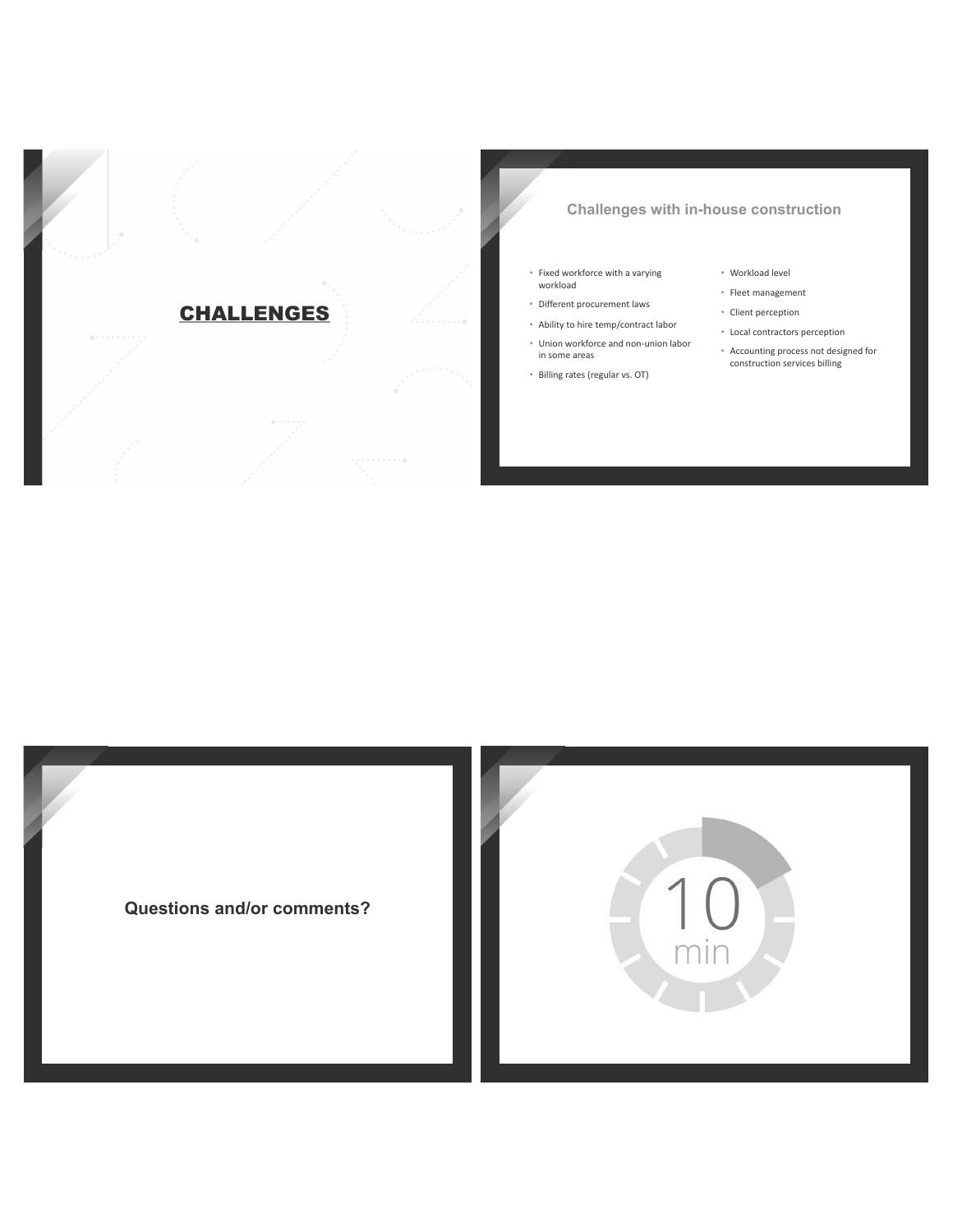# CHALLENGES

## Challenges with in-house construction

- Fixed workforce with a varying workload
- Different procurement laws
- Ability to hire temp/contract labor
- Union workforce and non-union labor in some areas
- Billing rates (regular vs. OT)
- Workload level
- Fleet management
- Client perception
- Local contractors perception
- Accounting process not designed for construction services billing

**Questions and/or comments?**

10 min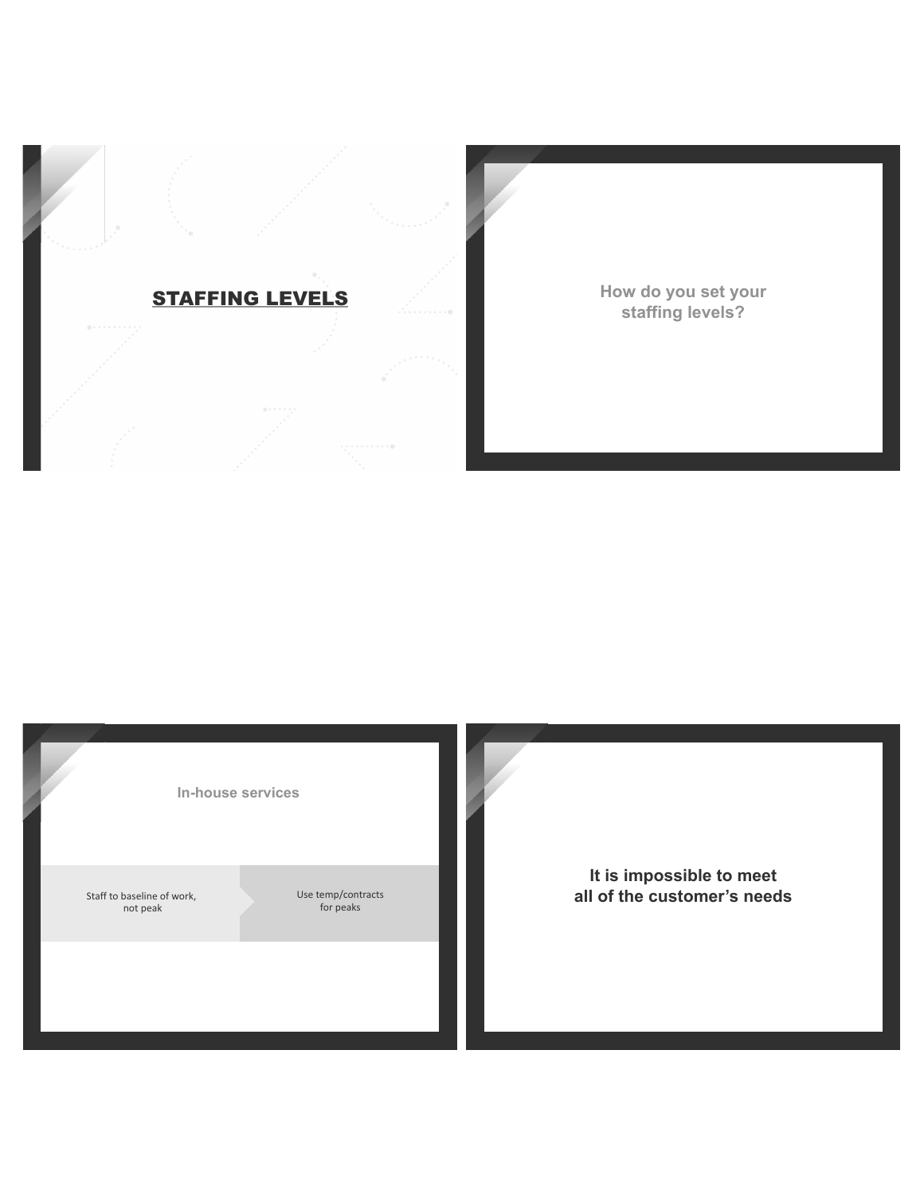# STAFFING LEVELS

How do you set your staffing levels?

In-house services

Staff to baseline of work, not peak → Use temp/contracts for peaks

**It is impossible to meet all of the customer's needs**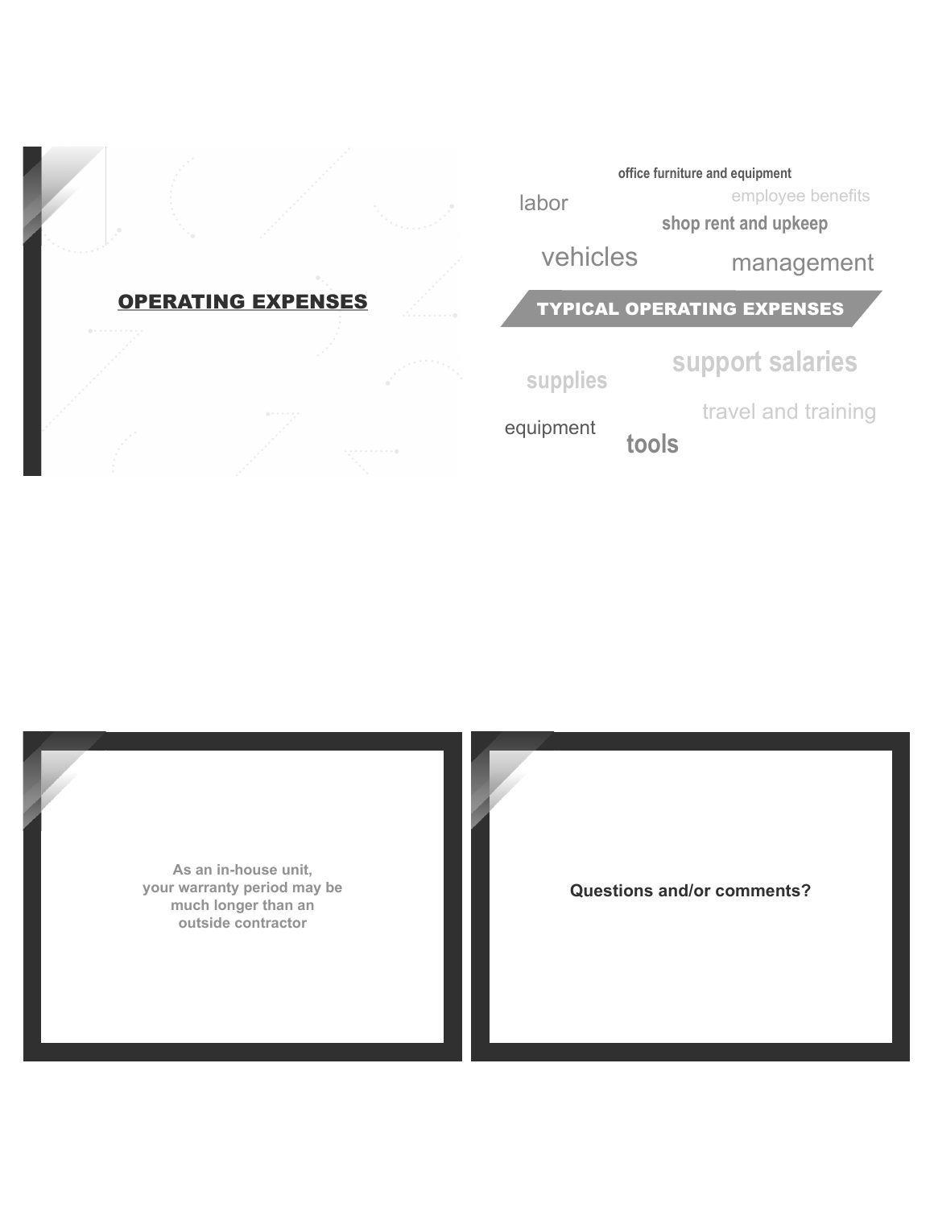## OPERATING EXPENSES

### TYPICAL OPERATING EXPENSES

- office furniture and equipment
- labor
- employee benefits
- shop rent and upkeep
- vehicles
- management
- supplies
- support salaries
- travel and training
- equipment
- tools

As an in-house unit, your warranty period may be much longer than an outside contractor

**Questions and/or comments?**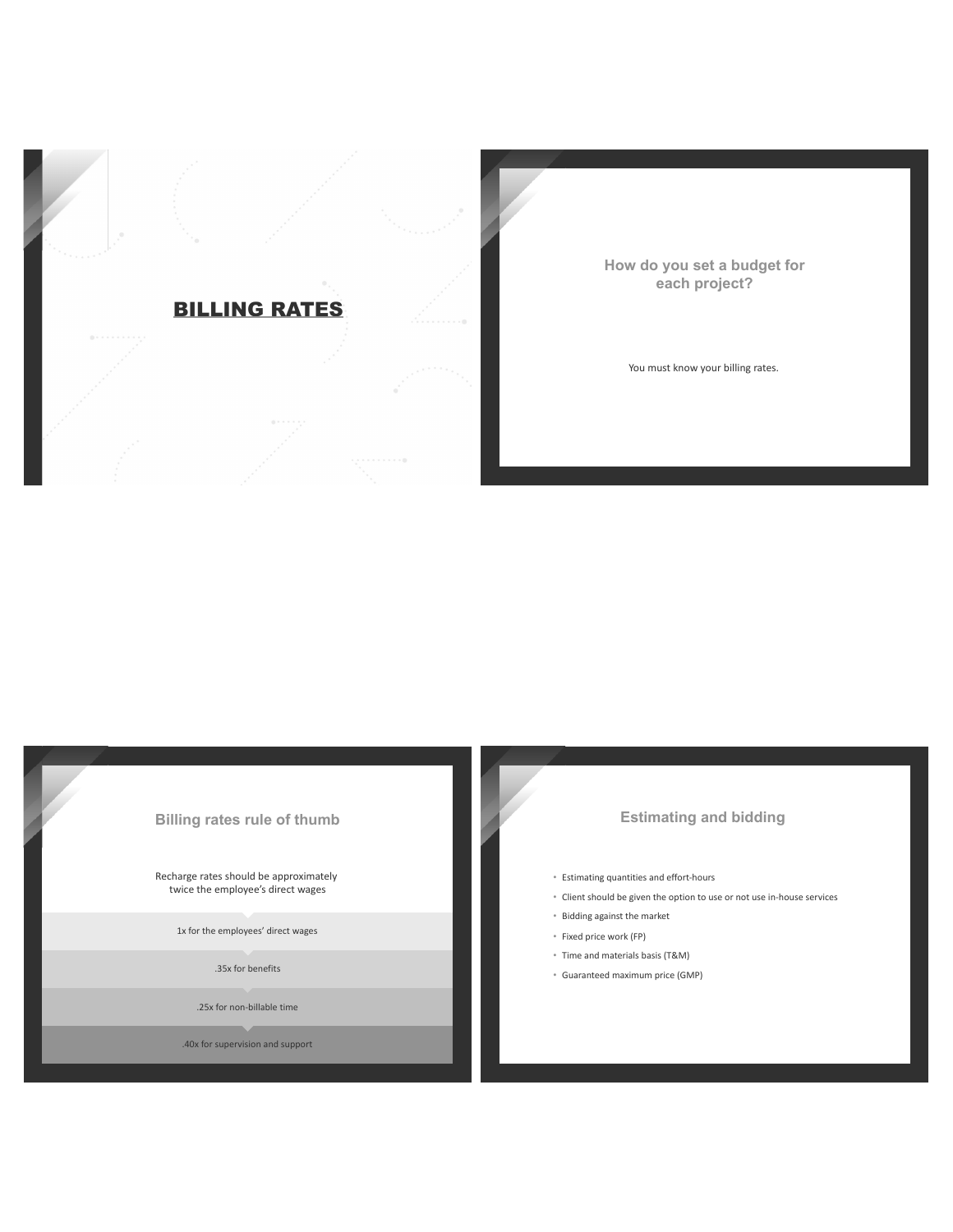# BILLING RATES

## How do you set a budget for each project?

You must know your billing rates.

## Billing rates rule of thumb

Recharge rates should be approximately twice the employee's direct wages

- 1x for the employees' direct wages
- .35x for benefits
- .25x for non-billable time
- .40x for supervision and support

## Estimating and bidding

- Estimating quantities and effort-hours
- Client should be given the option to use or not use in-house services
- Bidding against the market
- Fixed price work (FP)
- Time and materials basis (T&M)
- Guaranteed maximum price (GMP)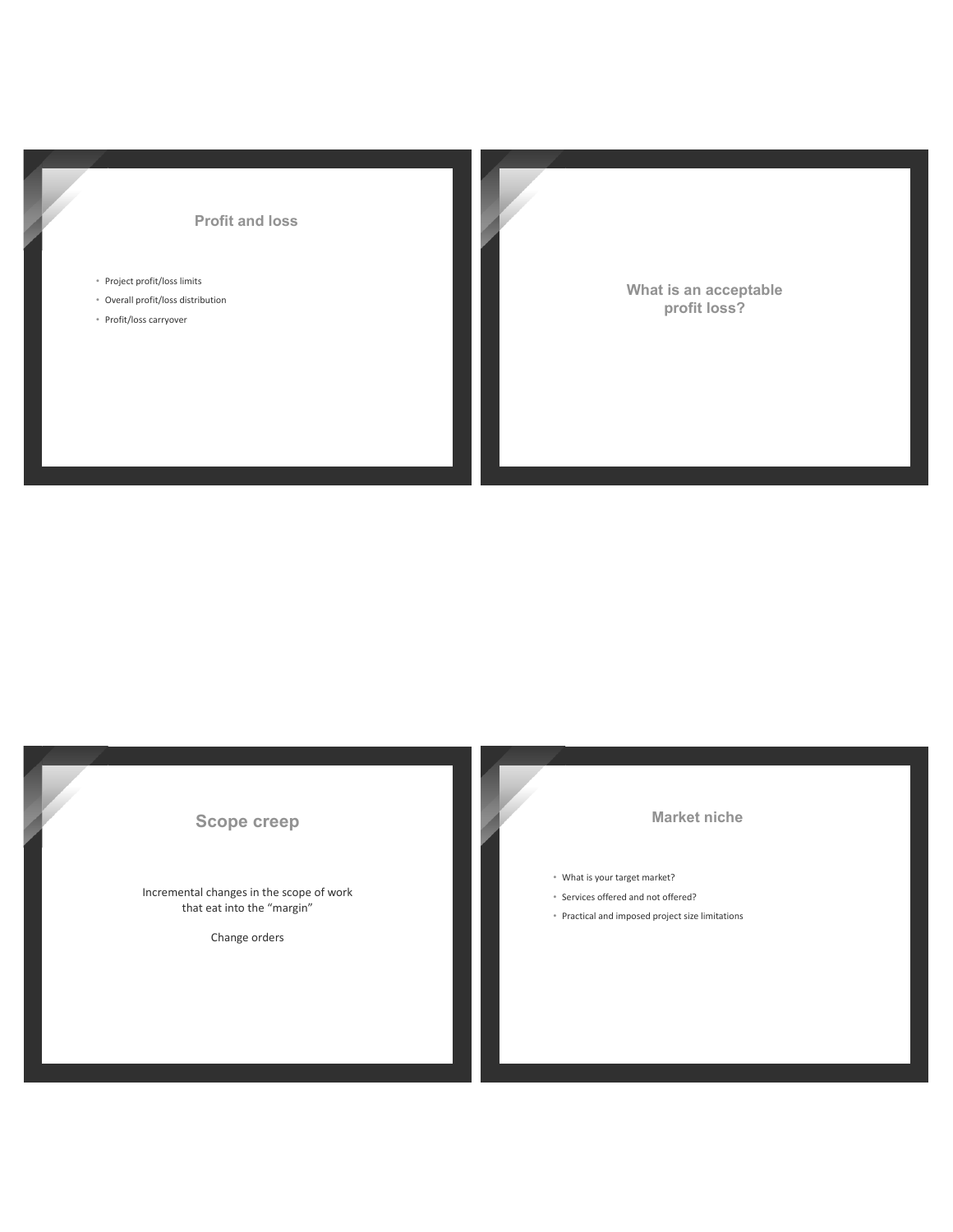## Profit and loss

- Project profit/loss limits
- Overall profit/loss distribution
- Profit/loss carryover

## What is an acceptable profit loss?

## Scope creep

Incremental changes in the scope of work that eat into the "margin"

Change orders

## Market niche

- What is your target market?
- Services offered and not offered?
- Practical and imposed project size limitations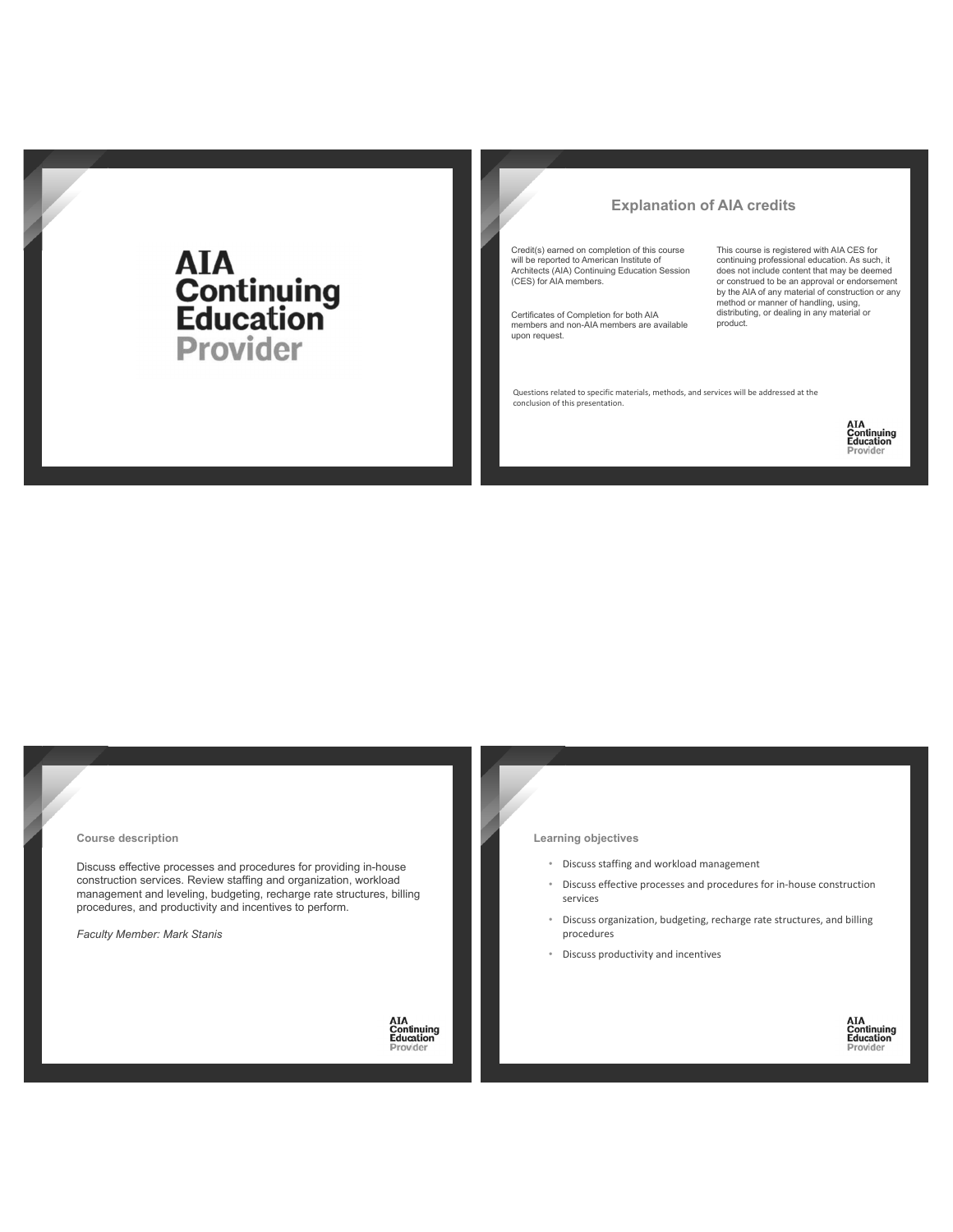# AIA Continuing Education Provider

## Explanation of AIA credits

Credit(s) earned on completion of this course will be reported to American Institute of Architects (AIA) Continuing Education Session (CES) for AIA members.

Certificates of Completion for both AIA members and non-AIA members are available upon request.

This course is registered with AIA CES for continuing professional education. As such, it does not include content that may be deemed or construed to be an approval or endorsement by the AIA of any material of construction or any method or manner of handling, using, distributing, or dealing in any material or product.

Questions related to specific materials, methods, and services will be addressed at the conclusion of this presentation.

AIA Continuing Education Provider

## Course description

Discuss effective processes and procedures for providing in-house construction services. Review staffing and organization, workload management and leveling, budgeting, recharge rate structures, billing procedures, and productivity and incentives to perform.

*Faculty Member: Mark Stanis*

AIA Continuing Education Provider

## Learning objectives

- Discuss staffing and workload management
- Discuss effective processes and procedures for in-house construction services
- Discuss organization, budgeting, recharge rate structures, and billing procedures
- Discuss productivity and incentives

AIA Continuing Education Provider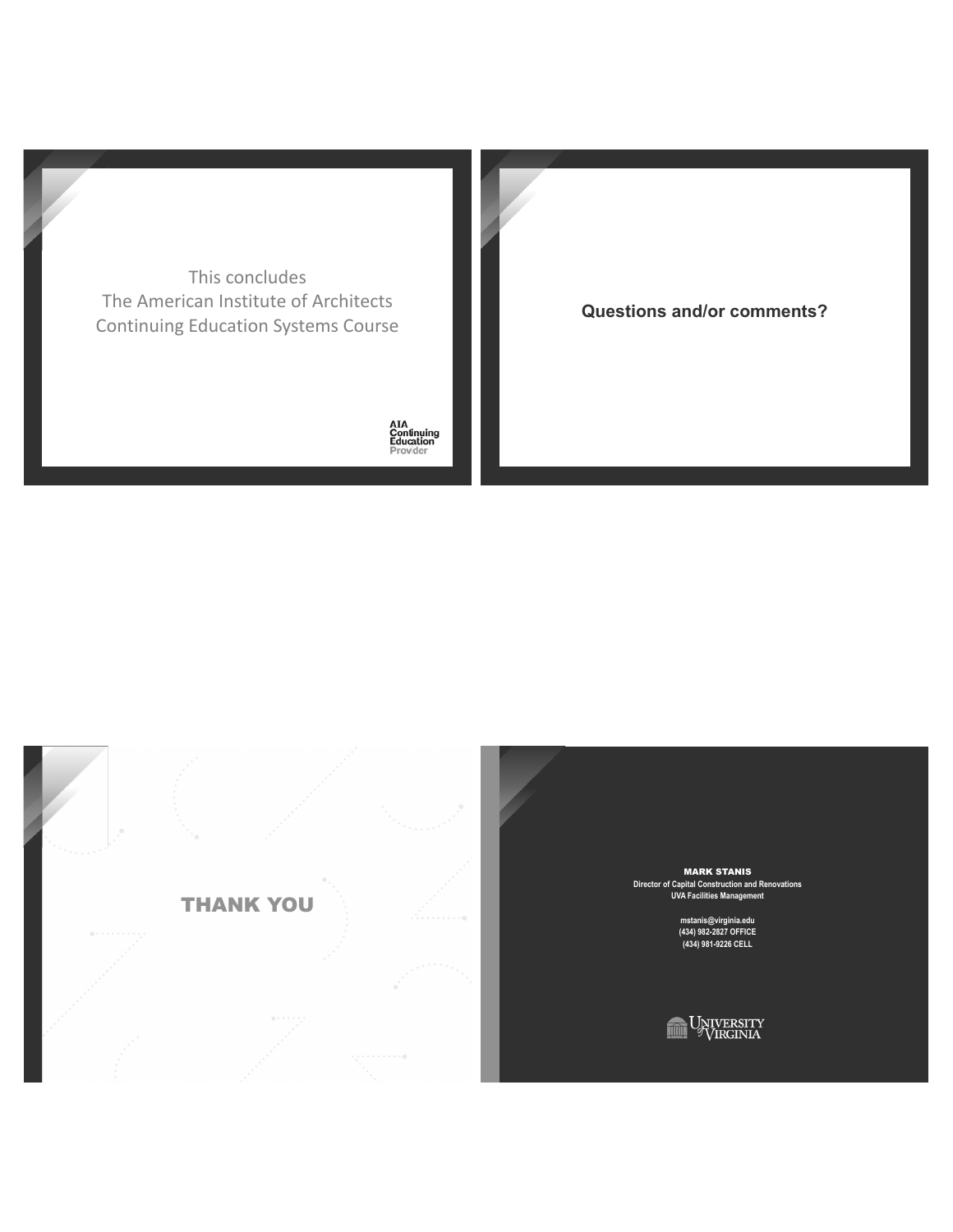This concludes
The American Institute of Architects
Continuing Education Systems Course

AIA
Continuing
Education
Provider

**Questions and/or comments?**

**THANK YOU**

**MARK STANIS**
**Director of Capital Construction and Renovations**
**UVA Facilities Management**

**mstanis@virginia.edu**
**(434) 982-2827 OFFICE**
**(434) 981-9226 CELL**

UNIVERSITY of VIRGINIA